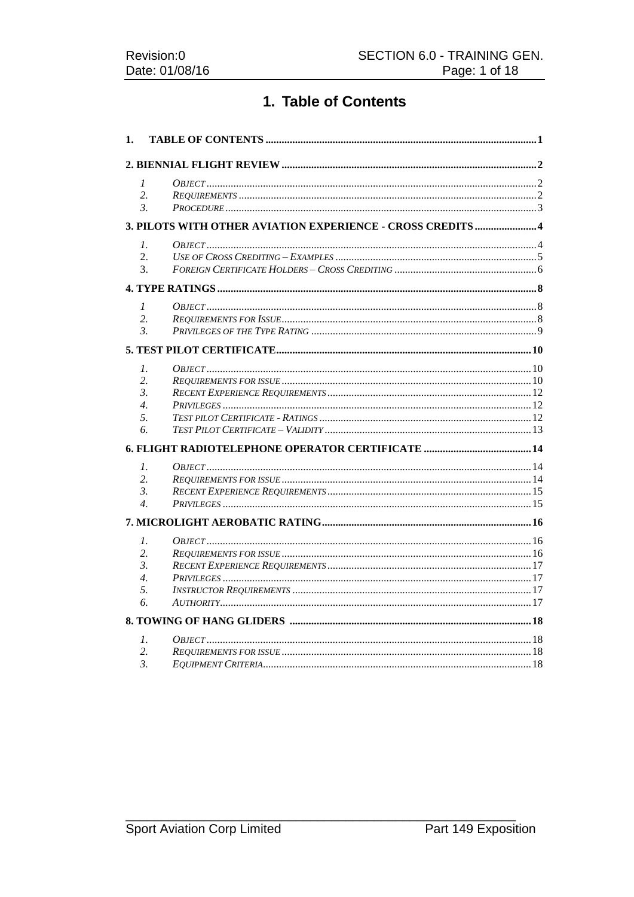# 1. Table of Contents

**1. TABLE OF CONTENTS** ..... 1

**2. BIENNIAL FLIGHT REVIEW** ..... 2

1 *Object* ..... 2
2. *Requirements* ..... 2
3. *Procedure* ..... 3

**3. PILOTS WITH OTHER AVIATION EXPERIENCE - CROSS CREDITS** ..... 4

1. *Object* ..... 4
2. *Use of Cross Crediting – Examples* ..... 5
3. *Foreign Certificate Holders – Cross Crediting* ..... 6

**4. TYPE RATINGS** ..... 8

1 *Object* ..... 8
2. *Requirements for Issue* ..... 8
3. *Privileges of the Type Rating* ..... 9

**5. TEST PILOT CERTIFICATE** ..... 10

1. *Object* ..... 10
2. *Requirements for issue* ..... 10
3. *Recent Experience Requirements* ..... 12
4. *Privileges* ..... 12
5. *Test pilot Certificate - Ratings* ..... 12
6. *Test Pilot Certificate – Validity* ..... 13

**6. FLIGHT RADIOTELEPHONE OPERATOR CERTIFICATE** ..... 14

1. *Object* ..... 14
2. *Requirements for issue* ..... 14
3. *Recent Experience Requirements* ..... 15
4. *Privileges* ..... 15

**7. MICROLIGHT AEROBATIC RATING** ..... 16

1. *Object* ..... 16
2. *Requirements for issue* ..... 16
3. *Recent Experience Requirements* ..... 17
4. *Privileges* ..... 17
5. *Instructor Requirements* ..... 17
6. *Authority* ..... 17

**8. TOWING OF HANG GLIDERS** ..... 18

1. *Object* ..... 18
2. *Requirements for issue* ..... 18
3. *Equipment Criteria* ..... 18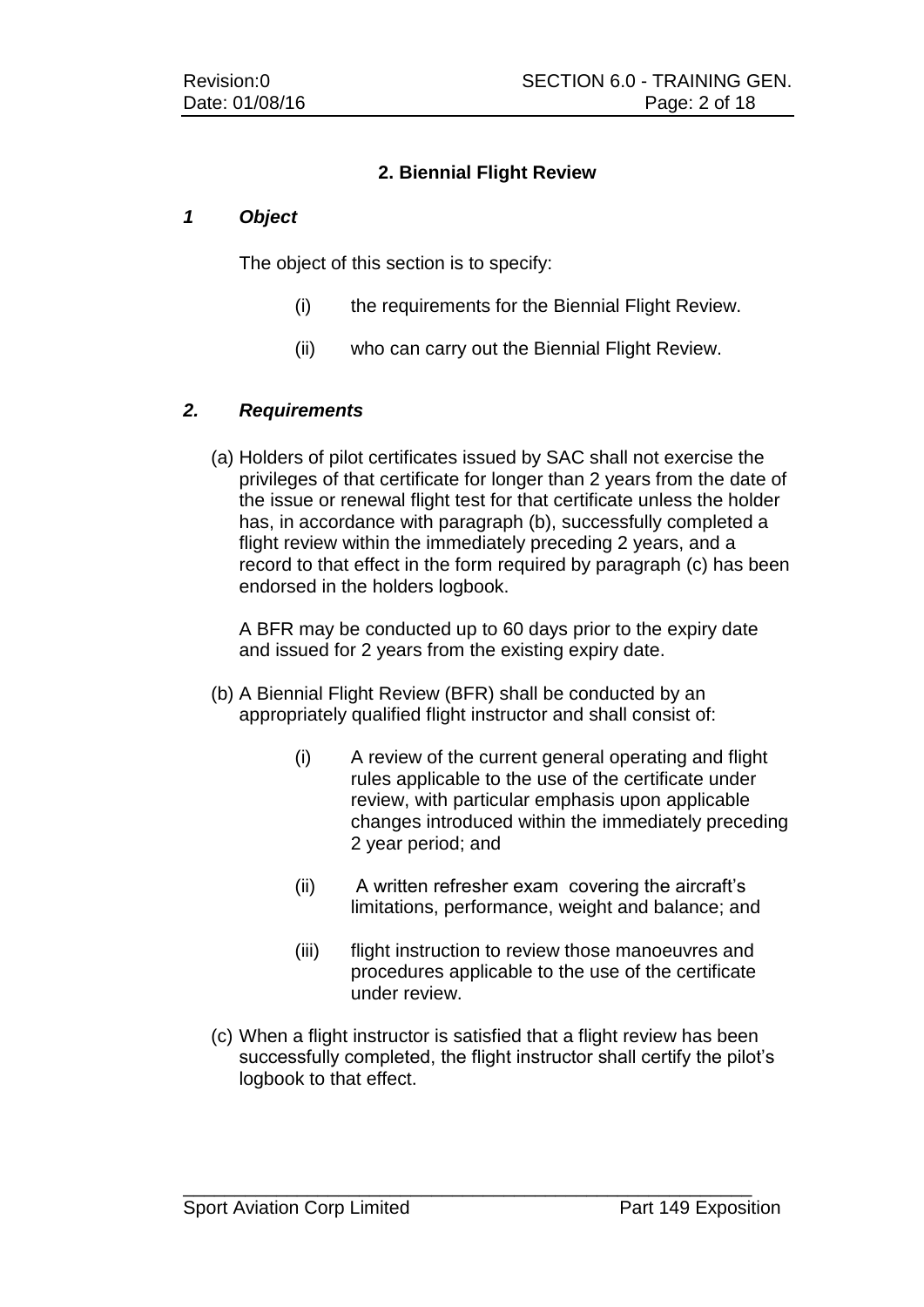## 2. Biennial Flight Review

### *1 Object*

The object of this section is to specify:

(i) the requirements for the Biennial Flight Review.

(ii) who can carry out the Biennial Flight Review.

### *2. Requirements*

(a) Holders of pilot certificates issued by SAC shall not exercise the privileges of that certificate for longer than 2 years from the date of the issue or renewal flight test for that certificate unless the holder has, in accordance with paragraph (b), successfully completed a flight review within the immediately preceding 2 years, and a record to that effect in the form required by paragraph (c) has been endorsed in the holders logbook.

A BFR may be conducted up to 60 days prior to the expiry date and issued for 2 years from the existing expiry date.

(b) A Biennial Flight Review (BFR) shall be conducted by an appropriately qualified flight instructor and shall consist of:

(i) A review of the current general operating and flight rules applicable to the use of the certificate under review, with particular emphasis upon applicable changes introduced within the immediately preceding 2 year period; and

(ii) A written refresher exam covering the aircraft's limitations, performance, weight and balance; and

(iii) flight instruction to review those manoeuvres and procedures applicable to the use of the certificate under review.

(c) When a flight instructor is satisfied that a flight review has been successfully completed, the flight instructor shall certify the pilot's logbook to that effect.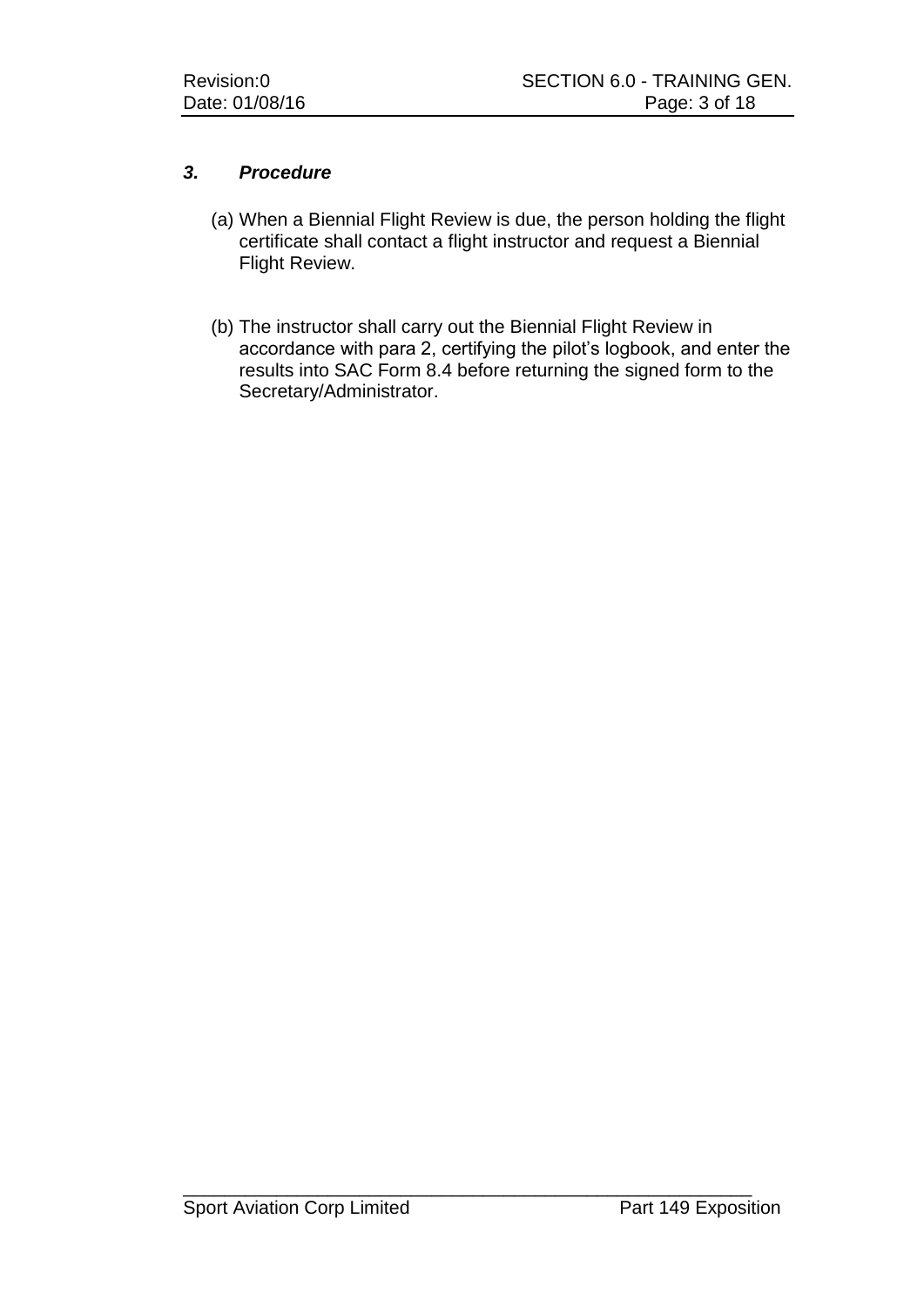### *3. Procedure*

(a) When a Biennial Flight Review is due, the person holding the flight certificate shall contact a flight instructor and request a Biennial Flight Review.

(b) The instructor shall carry out the Biennial Flight Review in accordance with para 2, certifying the pilot's logbook, and enter the results into SAC Form 8.4 before returning the signed form to the Secretary/Administrator.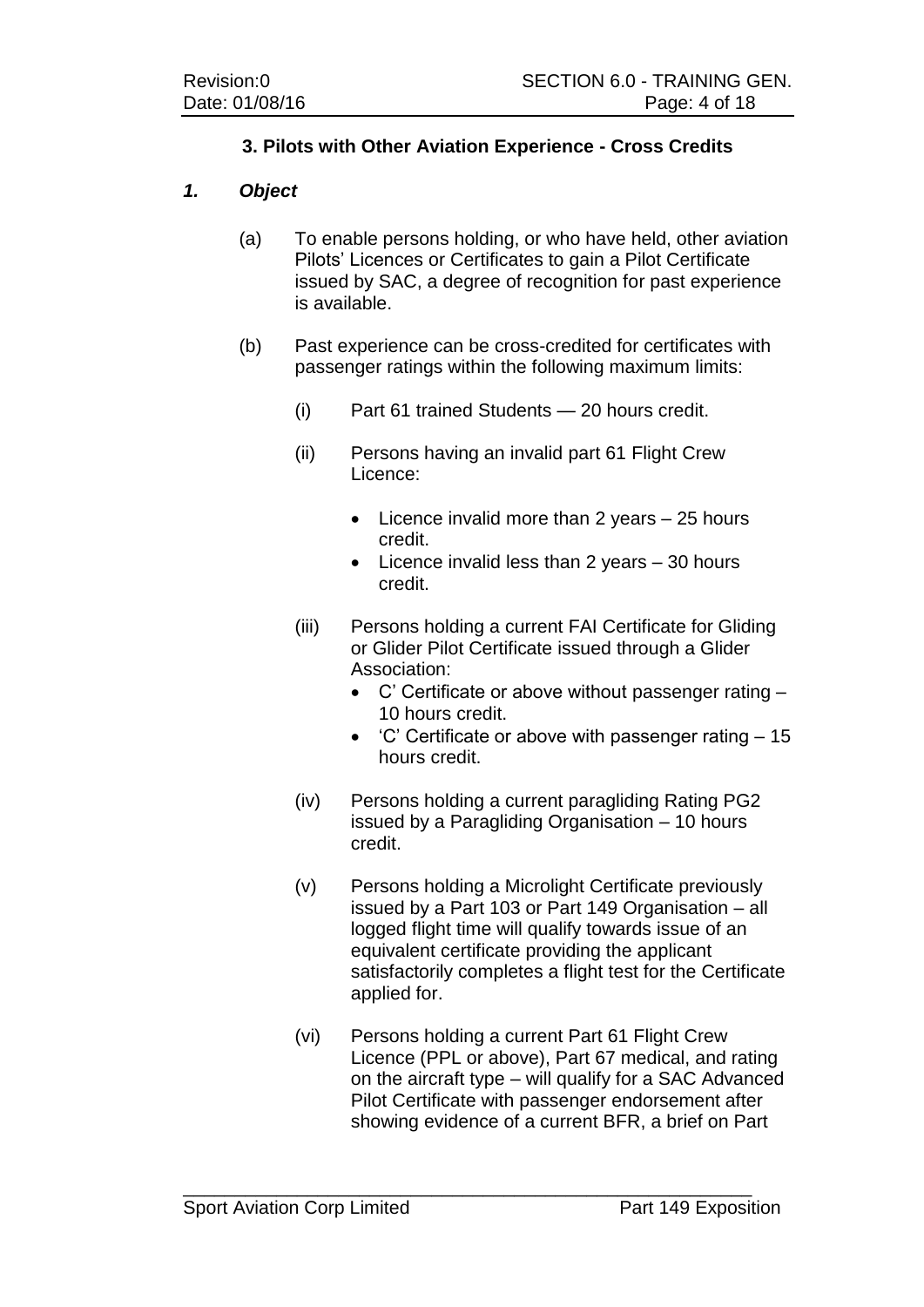### 3. Pilots with Other Aviation Experience - Cross Credits

#### *1. Object*

(a) To enable persons holding, or who have held, other aviation Pilots' Licences or Certificates to gain a Pilot Certificate issued by SAC, a degree of recognition for past experience is available.

(b) Past experience can be cross-credited for certificates with passenger ratings within the following maximum limits:

(i) Part 61 trained Students — 20 hours credit.

(ii) Persons having an invalid part 61 Flight Crew Licence:

- Licence invalid more than 2 years – 25 hours credit.
- Licence invalid less than 2 years – 30 hours credit.

(iii) Persons holding a current FAI Certificate for Gliding or Glider Pilot Certificate issued through a Glider Association:

- C' Certificate or above without passenger rating – 10 hours credit.
- 'C' Certificate or above with passenger rating – 15 hours credit.

(iv) Persons holding a current paragliding Rating PG2 issued by a Paragliding Organisation – 10 hours credit.

(v) Persons holding a Microlight Certificate previously issued by a Part 103 or Part 149 Organisation – all logged flight time will qualify towards issue of an equivalent certificate providing the applicant satisfactorily completes a flight test for the Certificate applied for.

(vi) Persons holding a current Part 61 Flight Crew Licence (PPL or above), Part 67 medical, and rating on the aircraft type – will qualify for a SAC Advanced Pilot Certificate with passenger endorsement after showing evidence of a current BFR, a brief on Part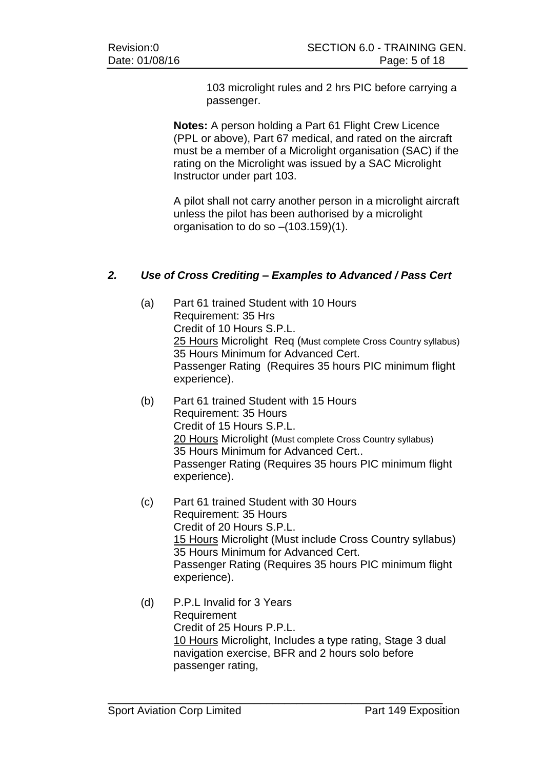103 microlight rules and 2 hrs PIC before carrying a passenger.

**Notes:** A person holding a Part 61 Flight Crew Licence (PPL or above), Part 67 medical, and rated on the aircraft must be a member of a Microlight organisation (SAC) if the rating on the Microlight was issued by a SAC Microlight Instructor under part 103.

A pilot shall not carry another person in a microlight aircraft unless the pilot has been authorised by a microlight organisation to do so –(103.159)(1).

## *2. Use of Cross Crediting – Examples to Advanced / Pass Cert*

(a) Part 61 trained Student with 10 Hours
Requirement: 35 Hrs
Credit of 10 Hours S.P.L.
<u>25 Hours</u> Microlight Req (Must complete Cross Country syllabus)
35 Hours Minimum for Advanced Cert.
Passenger Rating (Requires 35 hours PIC minimum flight experience).

(b) Part 61 trained Student with 15 Hours
Requirement: 35 Hours
Credit of 15 Hours S.P.L.
<u>20 Hours</u> Microlight (Must complete Cross Country syllabus)
35 Hours Minimum for Advanced Cert..
Passenger Rating (Requires 35 hours PIC minimum flight experience).

(c) Part 61 trained Student with 30 Hours
Requirement: 35 Hours
Credit of 20 Hours S.P.L.
<u>15 Hours</u> Microlight (Must include Cross Country syllabus)
35 Hours Minimum for Advanced Cert.
Passenger Rating (Requires 35 hours PIC minimum flight experience).

(d) P.P.L Invalid for 3 Years
Requirement
Credit of 25 Hours P.P.L.
<u>10 Hours</u> Microlight, Includes a type rating, Stage 3 dual navigation exercise, BFR and 2 hours solo before passenger rating,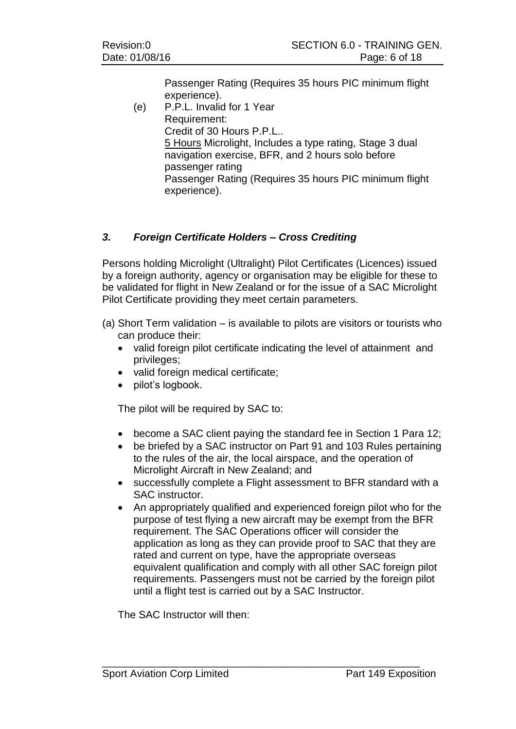Passenger Rating (Requires 35 hours PIC minimum flight experience).

(e) P.P.L. Invalid for 1 Year
Requirement:
Credit of 30 Hours P.P.L..
5 Hours Microlight, Includes a type rating, Stage 3 dual navigation exercise, BFR, and 2 hours solo before passenger rating
Passenger Rating (Requires 35 hours PIC minimum flight experience).

### *3. Foreign Certificate Holders – Cross Crediting*

Persons holding Microlight (Ultralight) Pilot Certificates (Licences) issued by a foreign authority, agency or organisation may be eligible for these to be validated for flight in New Zealand or for the issue of a SAC Microlight Pilot Certificate providing they meet certain parameters.

(a) Short Term validation – is available to pilots are visitors or tourists who can produce their:

- valid foreign pilot certificate indicating the level of attainment and privileges;
- valid foreign medical certificate;
- pilot's logbook.

The pilot will be required by SAC to:

- become a SAC client paying the standard fee in Section 1 Para 12;
- be briefed by a SAC instructor on Part 91 and 103 Rules pertaining to the rules of the air, the local airspace, and the operation of Microlight Aircraft in New Zealand; and
- successfully complete a Flight assessment to BFR standard with a SAC instructor.
- An appropriately qualified and experienced foreign pilot who for the purpose of test flying a new aircraft may be exempt from the BFR requirement. The SAC Operations officer will consider the application as long as they can provide proof to SAC that they are rated and current on type, have the appropriate overseas equivalent qualification and comply with all other SAC foreign pilot requirements. Passengers must not be carried by the foreign pilot until a flight test is carried out by a SAC Instructor.

The SAC Instructor will then: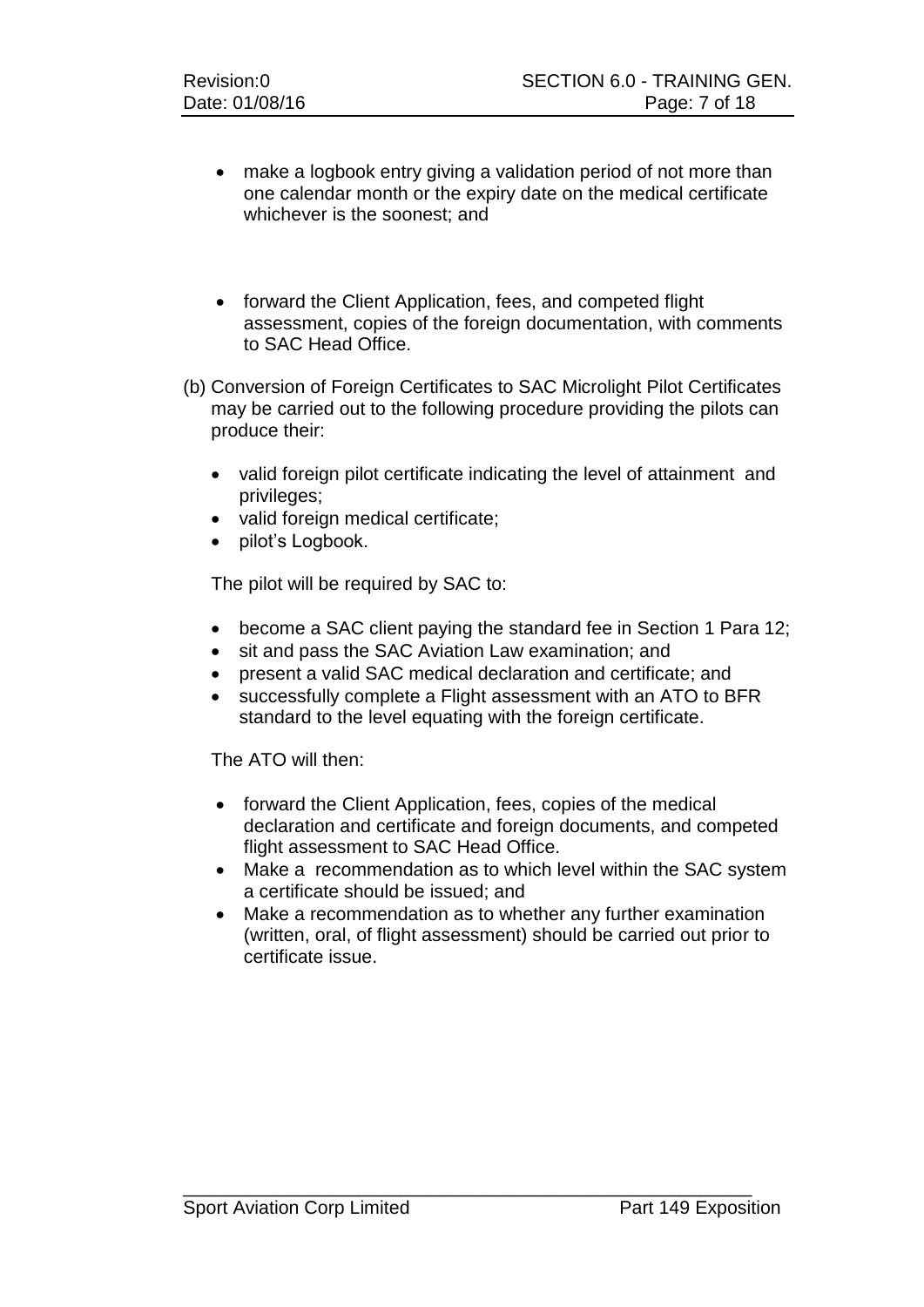- make a logbook entry giving a validation period of not more than one calendar month or the expiry date on the medical certificate whichever is the soonest; and

- forward the Client Application, fees, and competed flight assessment, copies of the foreign documentation, with comments to SAC Head Office.

(b) Conversion of Foreign Certificates to SAC Microlight Pilot Certificates may be carried out to the following procedure providing the pilots can produce their:

- valid foreign pilot certificate indicating the level of attainment and privileges;
- valid foreign medical certificate;
- pilot's Logbook.

The pilot will be required by SAC to:

- become a SAC client paying the standard fee in Section 1 Para 12;
- sit and pass the SAC Aviation Law examination; and
- present a valid SAC medical declaration and certificate; and
- successfully complete a Flight assessment with an ATO to BFR standard to the level equating with the foreign certificate.

The ATO will then:

- forward the Client Application, fees, copies of the medical declaration and certificate and foreign documents, and competed flight assessment to SAC Head Office.
- Make a recommendation as to which level within the SAC system a certificate should be issued; and
- Make a recommendation as to whether any further examination (written, oral, of flight assessment) should be carried out prior to certificate issue.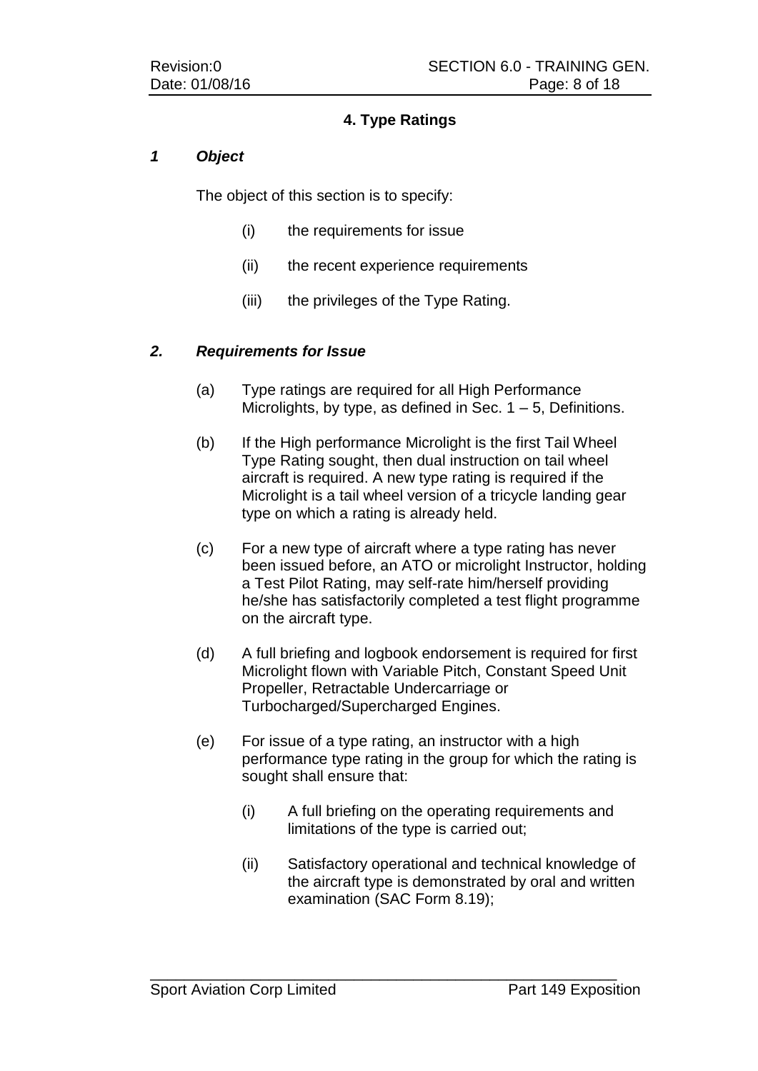## 4. Type Ratings

### *1 Object*

The object of this section is to specify:

(i) the requirements for issue

(ii) the recent experience requirements

(iii) the privileges of the Type Rating.

### *2. Requirements for Issue*

(a) Type ratings are required for all High Performance Microlights, by type, as defined in Sec. 1 – 5, Definitions.

(b) If the High performance Microlight is the first Tail Wheel Type Rating sought, then dual instruction on tail wheel aircraft is required. A new type rating is required if the Microlight is a tail wheel version of a tricycle landing gear type on which a rating is already held.

(c) For a new type of aircraft where a type rating has never been issued before, an ATO or microlight Instructor, holding a Test Pilot Rating, may self-rate him/herself providing he/she has satisfactorily completed a test flight programme on the aircraft type.

(d) A full briefing and logbook endorsement is required for first Microlight flown with Variable Pitch, Constant Speed Unit Propeller, Retractable Undercarriage or Turbocharged/Supercharged Engines.

(e) For issue of a type rating, an instructor with a high performance type rating in the group for which the rating is sought shall ensure that:

  (i) A full briefing on the operating requirements and limitations of the type is carried out;

  (ii) Satisfactory operational and technical knowledge of the aircraft type is demonstrated by oral and written examination (SAC Form 8.19);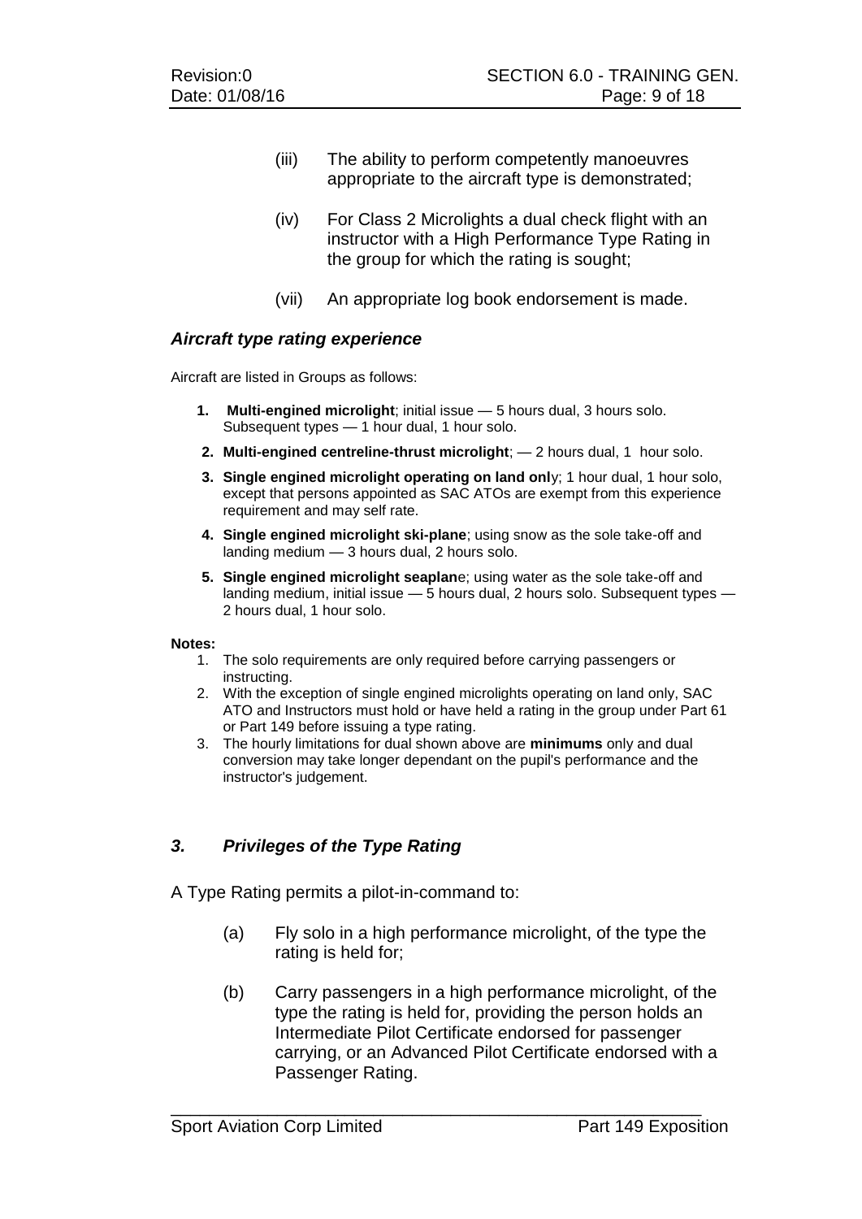(iii) The ability to perform competently manoeuvres appropriate to the aircraft type is demonstrated;

(iv) For Class 2 Microlights a dual check flight with an instructor with a High Performance Type Rating in the group for which the rating is sought;

(vii) An appropriate log book endorsement is made.

### *Aircraft type rating experience*

Aircraft are listed in Groups as follows:

1. **Multi-engined microlight**; initial issue — 5 hours dual, 3 hours solo. Subsequent types — 1 hour dual, 1 hour solo.
2. **Multi-engined centreline-thrust microlight**; — 2 hours dual, 1 hour solo.
3. **Single engined microlight operating on land onl**y; 1 hour dual, 1 hour solo, except that persons appointed as SAC ATOs are exempt from this experience requirement and may self rate.
4. **Single engined microlight ski-plane**; using snow as the sole take-off and landing medium — 3 hours dual, 2 hours solo.
5. **Single engined microlight seaplan**e; using water as the sole take-off and landing medium, initial issue — 5 hours dual, 2 hours solo. Subsequent types — 2 hours dual, 1 hour solo.

**Notes:**

1. The solo requirements are only required before carrying passengers or instructing.
2. With the exception of single engined microlights operating on land only, SAC ATO and Instructors must hold or have held a rating in the group under Part 61 or Part 149 before issuing a type rating.
3. The hourly limitations for dual shown above are **minimums** only and dual conversion may take longer dependant on the pupil's performance and the instructor's judgement.

### *3. Privileges of the Type Rating*

A Type Rating permits a pilot-in-command to:

(a) Fly solo in a high performance microlight, of the type the rating is held for;

(b) Carry passengers in a high performance microlight, of the type the rating is held for, providing the person holds an Intermediate Pilot Certificate endorsed for passenger carrying, or an Advanced Pilot Certificate endorsed with a Passenger Rating.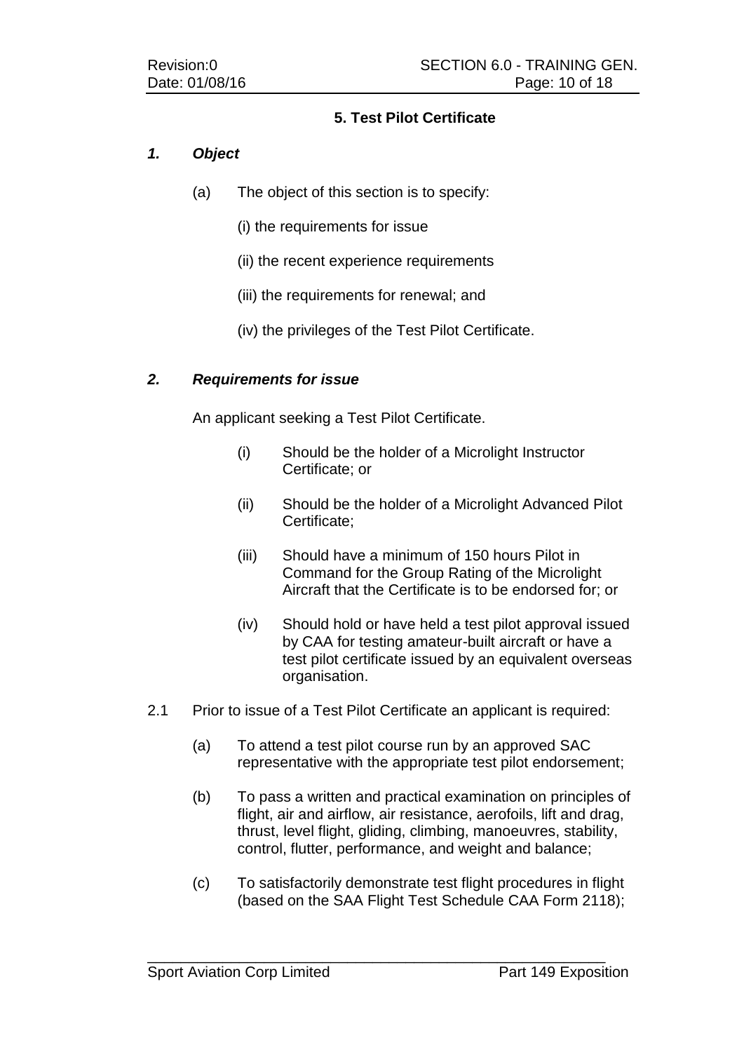## 5. Test Pilot Certificate

### *1. Object*

(a) The object of this section is to specify:

(i) the requirements for issue

(ii) the recent experience requirements

(iii) the requirements for renewal; and

(iv) the privileges of the Test Pilot Certificate.

### *2. Requirements for issue*

An applicant seeking a Test Pilot Certificate.

(i) Should be the holder of a Microlight Instructor Certificate; or

(ii) Should be the holder of a Microlight Advanced Pilot Certificate;

(iii) Should have a minimum of 150 hours Pilot in Command for the Group Rating of the Microlight Aircraft that the Certificate is to be endorsed for; or

(iv) Should hold or have held a test pilot approval issued by CAA for testing amateur-built aircraft or have a test pilot certificate issued by an equivalent overseas organisation.

2.1 Prior to issue of a Test Pilot Certificate an applicant is required:

(a) To attend a test pilot course run by an approved SAC representative with the appropriate test pilot endorsement;

(b) To pass a written and practical examination on principles of flight, air and airflow, air resistance, aerofoils, lift and drag, thrust, level flight, gliding, climbing, manoeuvres, stability, control, flutter, performance, and weight and balance;

(c) To satisfactorily demonstrate test flight procedures in flight (based on the SAA Flight Test Schedule CAA Form 2118);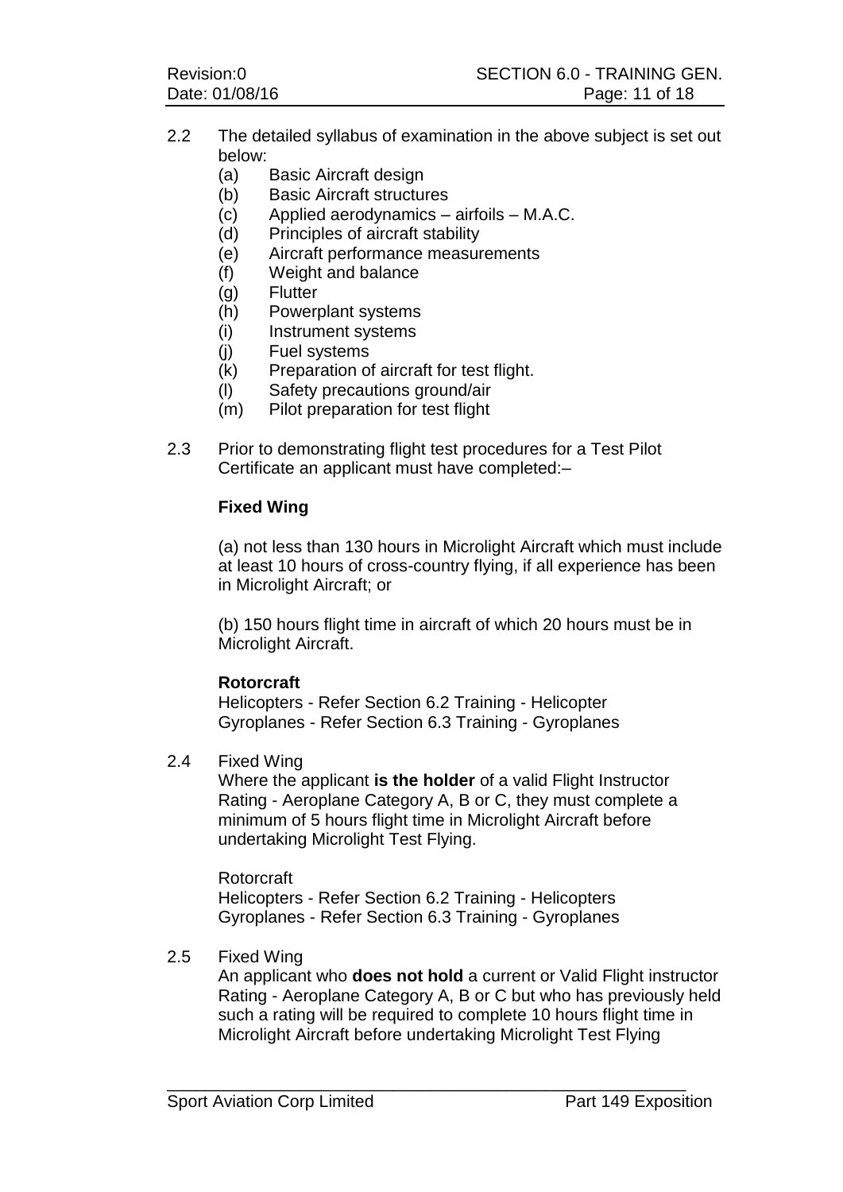2.2 The detailed syllabus of examination in the above subject is set out below:

(a) Basic Aircraft design
(b) Basic Aircraft structures
(c) Applied aerodynamics – airfoils – M.A.C.
(d) Principles of aircraft stability
(e) Aircraft performance measurements
(f) Weight and balance
(g) Flutter
(h) Powerplant systems
(i) Instrument systems
(j) Fuel systems
(k) Preparation of aircraft for test flight.
(l) Safety precautions ground/air
(m) Pilot preparation for test flight

2.3 Prior to demonstrating flight test procedures for a Test Pilot Certificate an applicant must have completed:–

**Fixed Wing**

(a) not less than 130 hours in Microlight Aircraft which must include at least 10 hours of cross-country flying, if all experience has been in Microlight Aircraft; or

(b) 150 hours flight time in aircraft of which 20 hours must be in Microlight Aircraft.

**Rotorcraft**

Helicopters - Refer Section 6.2 Training - Helicopter
Gyroplanes - Refer Section 6.3 Training - Gyroplanes

2.4 Fixed Wing

Where the applicant **is the holder** of a valid Flight Instructor Rating - Aeroplane Category A, B or C, they must complete a minimum of 5 hours flight time in Microlight Aircraft before undertaking Microlight Test Flying.

Rotorcraft

Helicopters - Refer Section 6.2 Training - Helicopters
Gyroplanes - Refer Section 6.3 Training - Gyroplanes

2.5 Fixed Wing

An applicant who **does not hold** a current or Valid Flight instructor Rating - Aeroplane Category A, B or C but who has previously held such a rating will be required to complete 10 hours flight time in Microlight Aircraft before undertaking Microlight Test Flying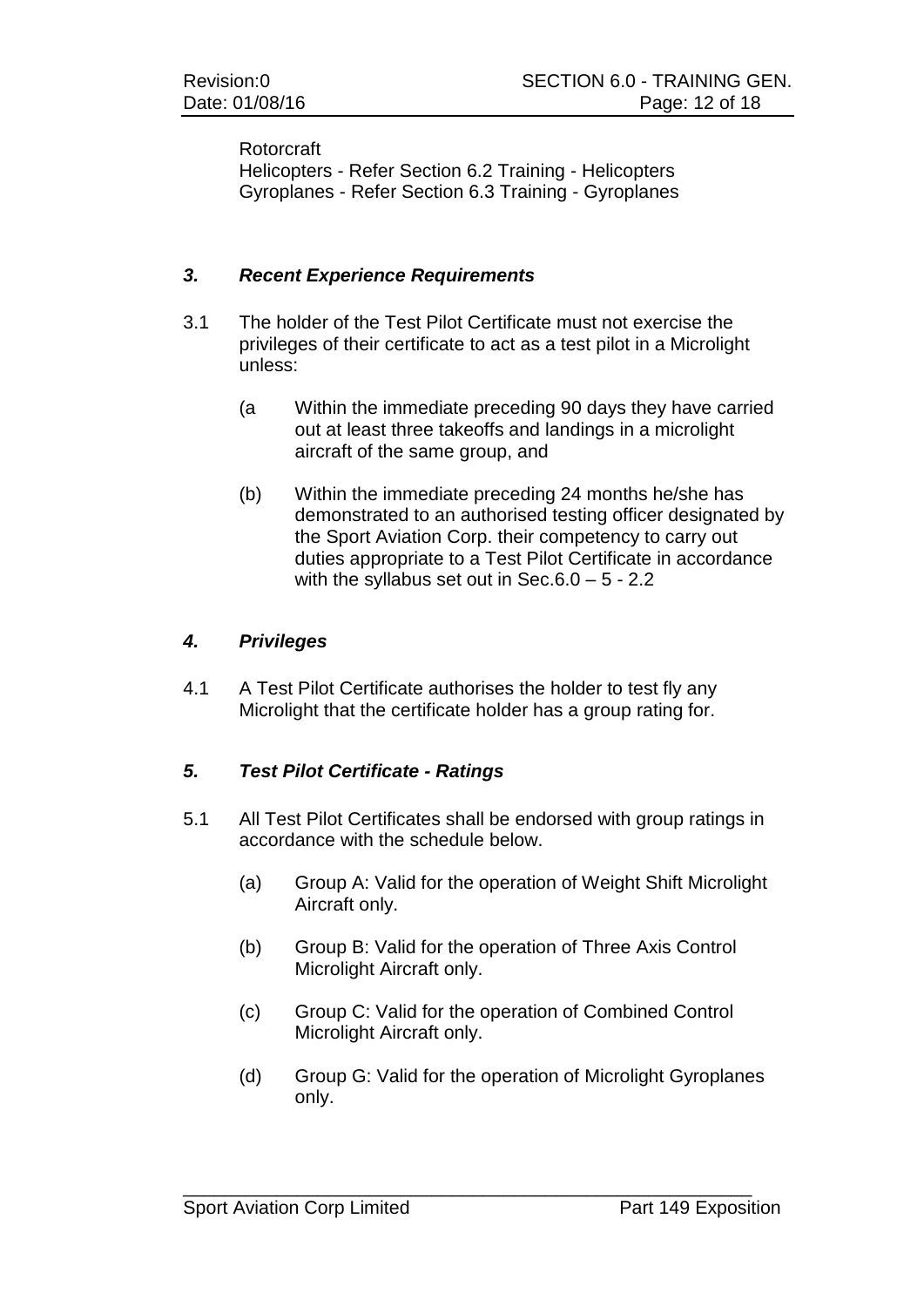Rotorcraft
Helicopters - Refer Section 6.2 Training - Helicopters
Gyroplanes - Refer Section 6.3 Training - Gyroplanes

### *3. Recent Experience Requirements*

3.1 The holder of the Test Pilot Certificate must not exercise the privileges of their certificate to act as a test pilot in a Microlight unless:

(a Within the immediate preceding 90 days they have carried out at least three takeoffs and landings in a microlight aircraft of the same group, and

(b) Within the immediate preceding 24 months he/she has demonstrated to an authorised testing officer designated by the Sport Aviation Corp. their competency to carry out duties appropriate to a Test Pilot Certificate in accordance with the syllabus set out in Sec.6.0 – 5 - 2.2

### *4. Privileges*

4.1 A Test Pilot Certificate authorises the holder to test fly any Microlight that the certificate holder has a group rating for.

### *5. Test Pilot Certificate - Ratings*

5.1 All Test Pilot Certificates shall be endorsed with group ratings in accordance with the schedule below.

(a) Group A: Valid for the operation of Weight Shift Microlight Aircraft only.

(b) Group B: Valid for the operation of Three Axis Control Microlight Aircraft only.

(c) Group C: Valid for the operation of Combined Control Microlight Aircraft only.

(d) Group G: Valid for the operation of Microlight Gyroplanes only.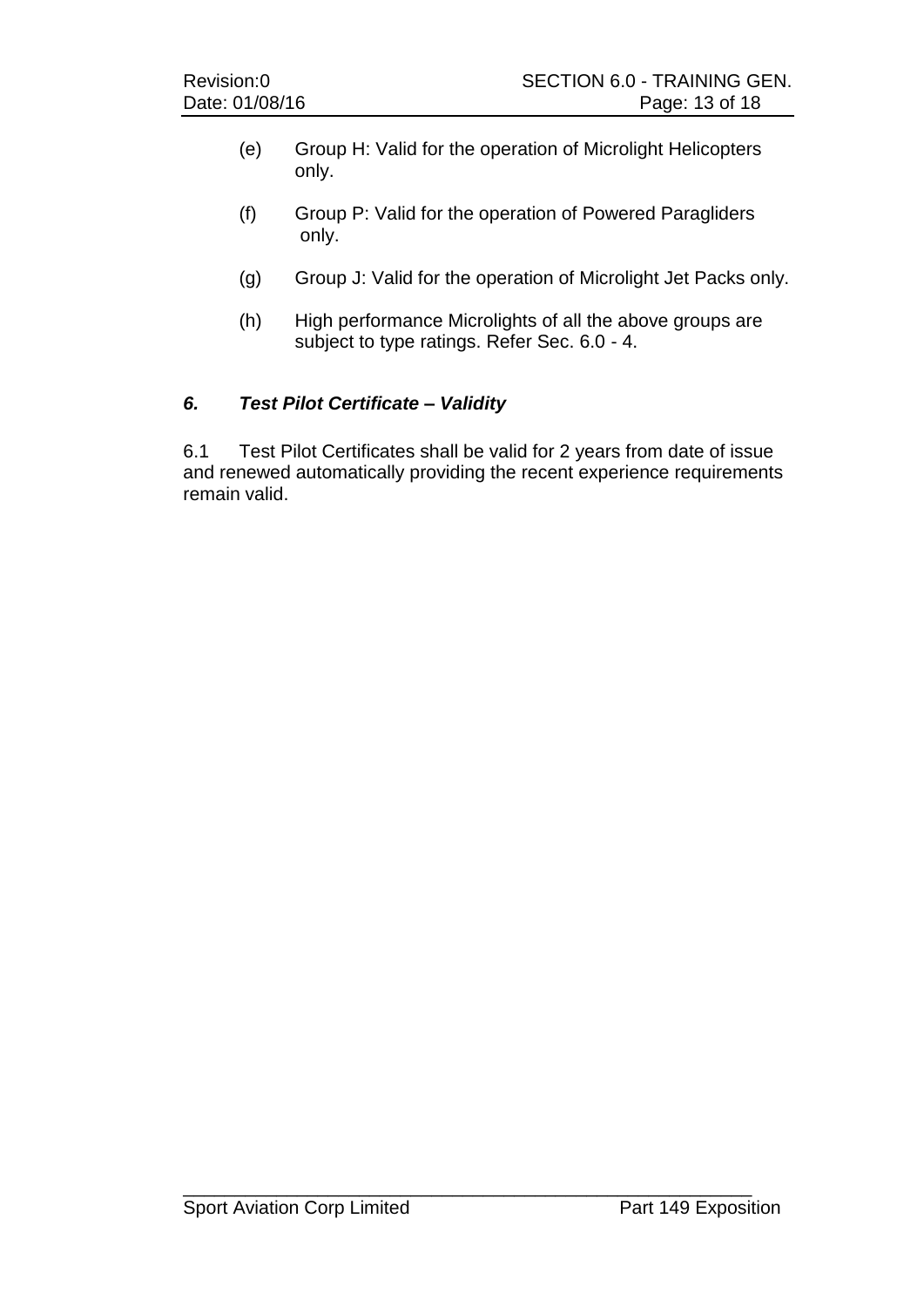(e) Group H: Valid for the operation of Microlight Helicopters only.

(f) Group P: Valid for the operation of Powered Paragliders only.

(g) Group J: Valid for the operation of Microlight Jet Packs only.

(h) High performance Microlights of all the above groups are subject to type ratings. Refer Sec. 6.0 - 4.

## *6. Test Pilot Certificate – Validity*

6.1 Test Pilot Certificates shall be valid for 2 years from date of issue and renewed automatically providing the recent experience requirements remain valid.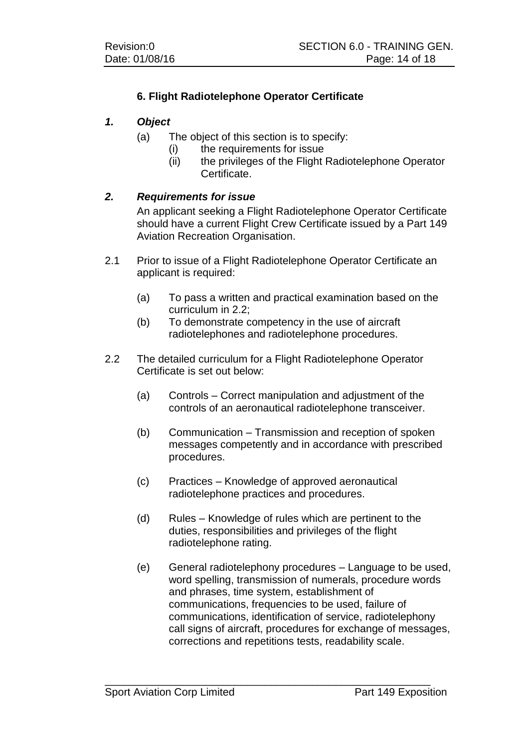## 6. Flight Radiotelephone Operator Certificate

### *1. Object*

(a) The object of this section is to specify:

  (i) the requirements for issue

  (ii) the privileges of the Flight Radiotelephone Operator Certificate.

### *2. Requirements for issue*

An applicant seeking a Flight Radiotelephone Operator Certificate should have a current Flight Crew Certificate issued by a Part 149 Aviation Recreation Organisation.

2.1 Prior to issue of a Flight Radiotelephone Operator Certificate an applicant is required:

  (a) To pass a written and practical examination based on the curriculum in 2.2;

  (b) To demonstrate competency in the use of aircraft radiotelephones and radiotelephone procedures.

2.2 The detailed curriculum for a Flight Radiotelephone Operator Certificate is set out below:

  (a) Controls – Correct manipulation and adjustment of the controls of an aeronautical radiotelephone transceiver.

  (b) Communication – Transmission and reception of spoken messages competently and in accordance with prescribed procedures.

  (c) Practices – Knowledge of approved aeronautical radiotelephone practices and procedures.

  (d) Rules – Knowledge of rules which are pertinent to the duties, responsibilities and privileges of the flight radiotelephone rating.

  (e) General radiotelephony procedures – Language to be used, word spelling, transmission of numerals, procedure words and phrases, time system, establishment of communications, frequencies to be used, failure of communications, identification of service, radiotelephony call signs of aircraft, procedures for exchange of messages, corrections and repetitions tests, readability scale.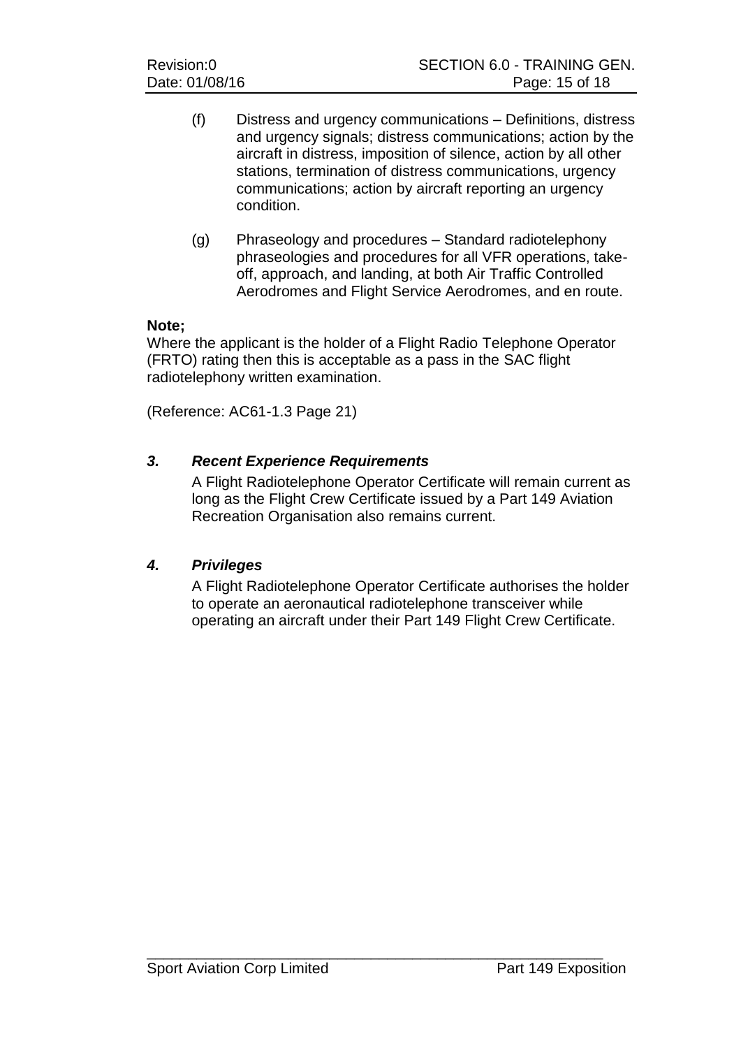(f) Distress and urgency communications – Definitions, distress and urgency signals; distress communications; action by the aircraft in distress, imposition of silence, action by all other stations, termination of distress communications, urgency communications; action by aircraft reporting an urgency condition.

(g) Phraseology and procedures – Standard radiotelephony phraseologies and procedures for all VFR operations, take-off, approach, and landing, at both Air Traffic Controlled Aerodromes and Flight Service Aerodromes, and en route.

**Note;**
Where the applicant is the holder of a Flight Radio Telephone Operator (FRTO) rating then this is acceptable as a pass in the SAC flight radiotelephony written examination.

(Reference: AC61-1.3 Page 21)

### *3. Recent Experience Requirements*

A Flight Radiotelephone Operator Certificate will remain current as long as the Flight Crew Certificate issued by a Part 149 Aviation Recreation Organisation also remains current.

### *4. Privileges*

A Flight Radiotelephone Operator Certificate authorises the holder to operate an aeronautical radiotelephone transceiver while operating an aircraft under their Part 149 Flight Crew Certificate.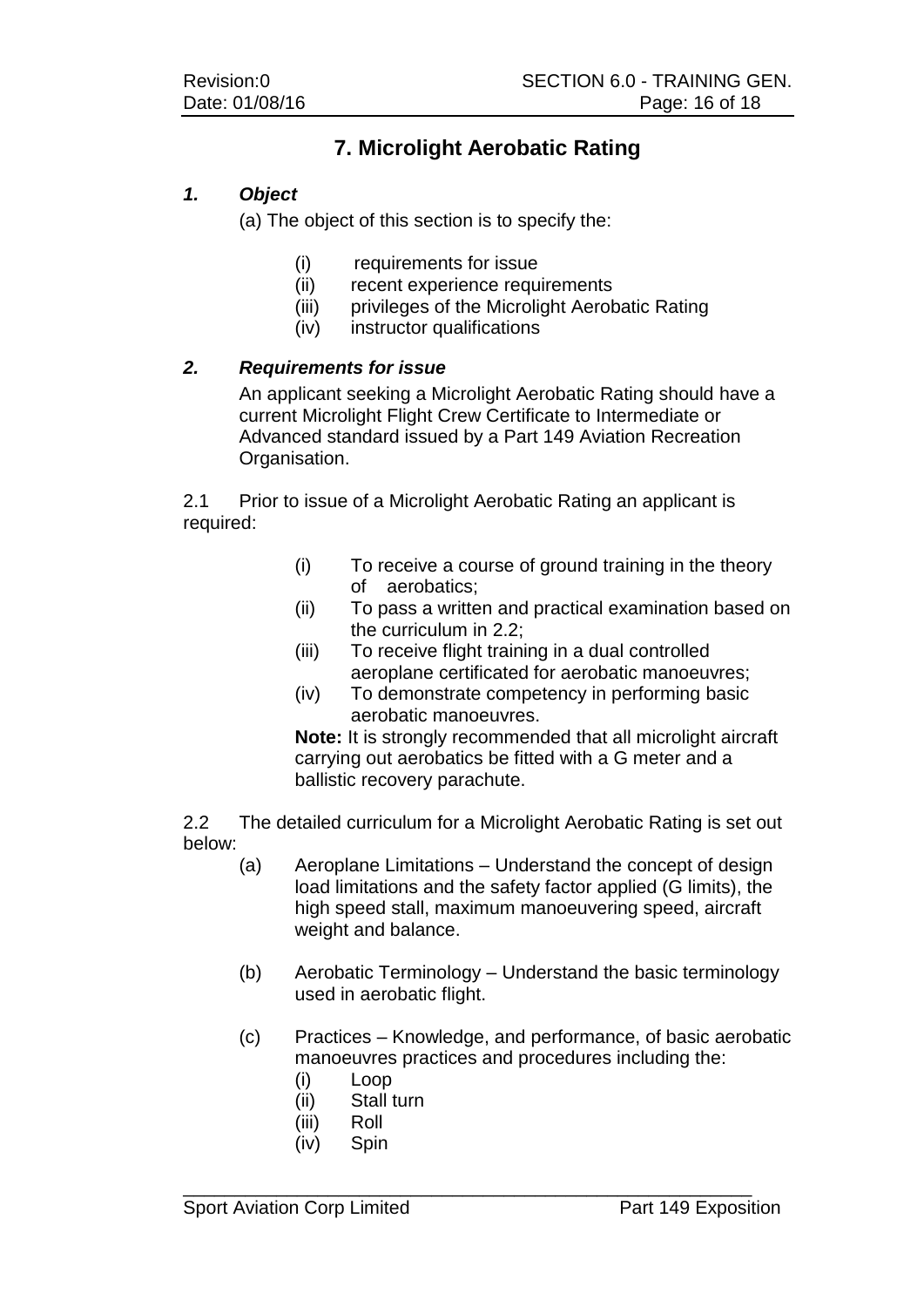# 7. Microlight Aerobatic Rating

## *1. Object*

(a) The object of this section is to specify the:

- (i) requirements for issue
- (ii) recent experience requirements
- (iii) privileges of the Microlight Aerobatic Rating
- (iv) instructor qualifications

## *2. Requirements for issue*

An applicant seeking a Microlight Aerobatic Rating should have a current Microlight Flight Crew Certificate to Intermediate or Advanced standard issued by a Part 149 Aviation Recreation Organisation.

2.1 Prior to issue of a Microlight Aerobatic Rating an applicant is required:

- (i) To receive a course of ground training in the theory of aerobatics;
- (ii) To pass a written and practical examination based on the curriculum in 2.2;
- (iii) To receive flight training in a dual controlled aeroplane certificated for aerobatic manoeuvres;
- (iv) To demonstrate competency in performing basic aerobatic manoeuvres.

**Note:** It is strongly recommended that all microlight aircraft carrying out aerobatics be fitted with a G meter and a ballistic recovery parachute.

2.2 The detailed curriculum for a Microlight Aerobatic Rating is set out below:

- (a) Aeroplane Limitations – Understand the concept of design load limitations and the safety factor applied (G limits), the high speed stall, maximum manoeuvering speed, aircraft weight and balance.
- (b) Aerobatic Terminology – Understand the basic terminology used in aerobatic flight.
- (c) Practices – Knowledge, and performance, of basic aerobatic manoeuvres practices and procedures including the:
  - (i) Loop
  - (ii) Stall turn
  - (iii) Roll
  - (iv) Spin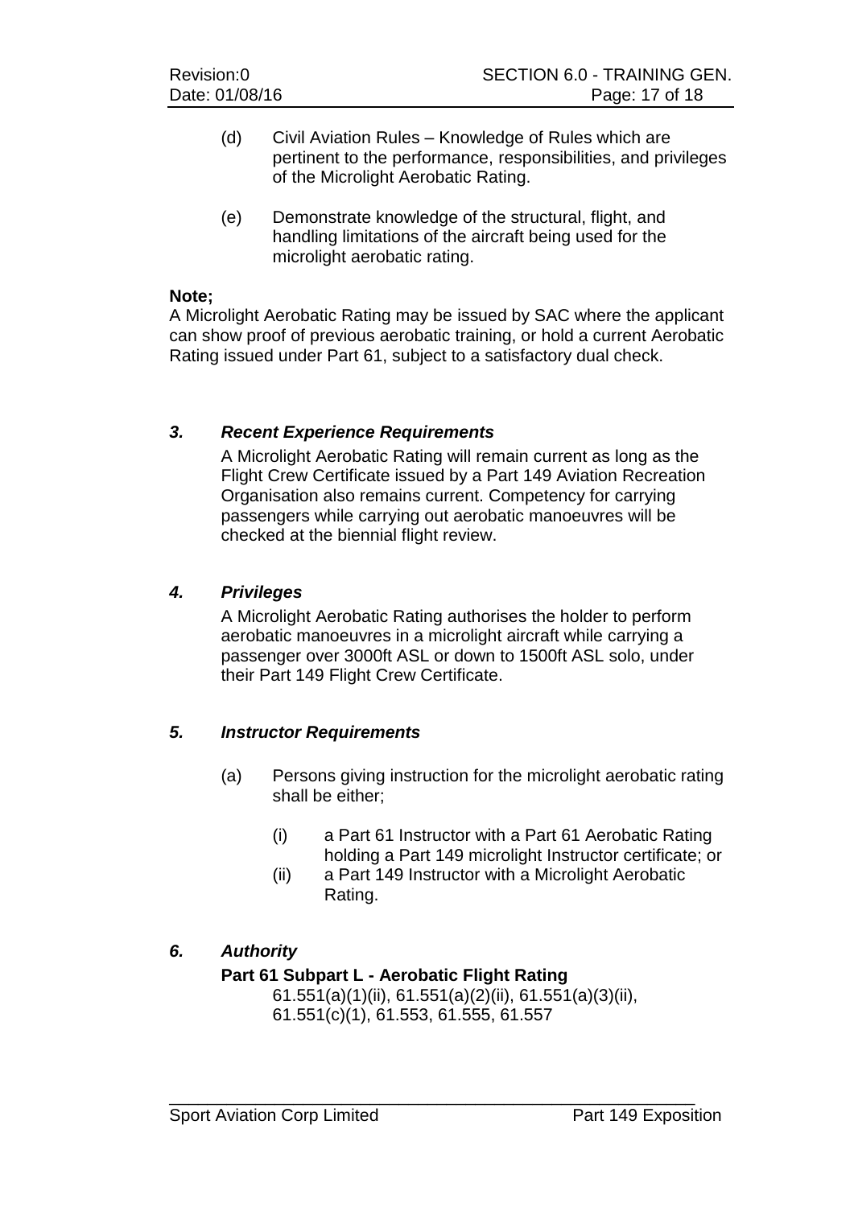(d) Civil Aviation Rules – Knowledge of Rules which are pertinent to the performance, responsibilities, and privileges of the Microlight Aerobatic Rating.

(e) Demonstrate knowledge of the structural, flight, and handling limitations of the aircraft being used for the microlight aerobatic rating.

**Note;**
A Microlight Aerobatic Rating may be issued by SAC where the applicant can show proof of previous aerobatic training, or hold a current Aerobatic Rating issued under Part 61, subject to a satisfactory dual check.

### *3. Recent Experience Requirements*

A Microlight Aerobatic Rating will remain current as long as the Flight Crew Certificate issued by a Part 149 Aviation Recreation Organisation also remains current. Competency for carrying passengers while carrying out aerobatic manoeuvres will be checked at the biennial flight review.

### *4. Privileges*

A Microlight Aerobatic Rating authorises the holder to perform aerobatic manoeuvres in a microlight aircraft while carrying a passenger over 3000ft ASL or down to 1500ft ASL solo, under their Part 149 Flight Crew Certificate.

### *5. Instructor Requirements*

(a) Persons giving instruction for the microlight aerobatic rating shall be either;

(i) a Part 61 Instructor with a Part 61 Aerobatic Rating holding a Part 149 microlight Instructor certificate; or

(ii) a Part 149 Instructor with a Microlight Aerobatic Rating.

### *6. Authority*

**Part 61 Subpart L - Aerobatic Flight Rating**

61.551(a)(1)(ii), 61.551(a)(2)(ii), 61.551(a)(3)(ii), 61.551(c)(1), 61.553, 61.555, 61.557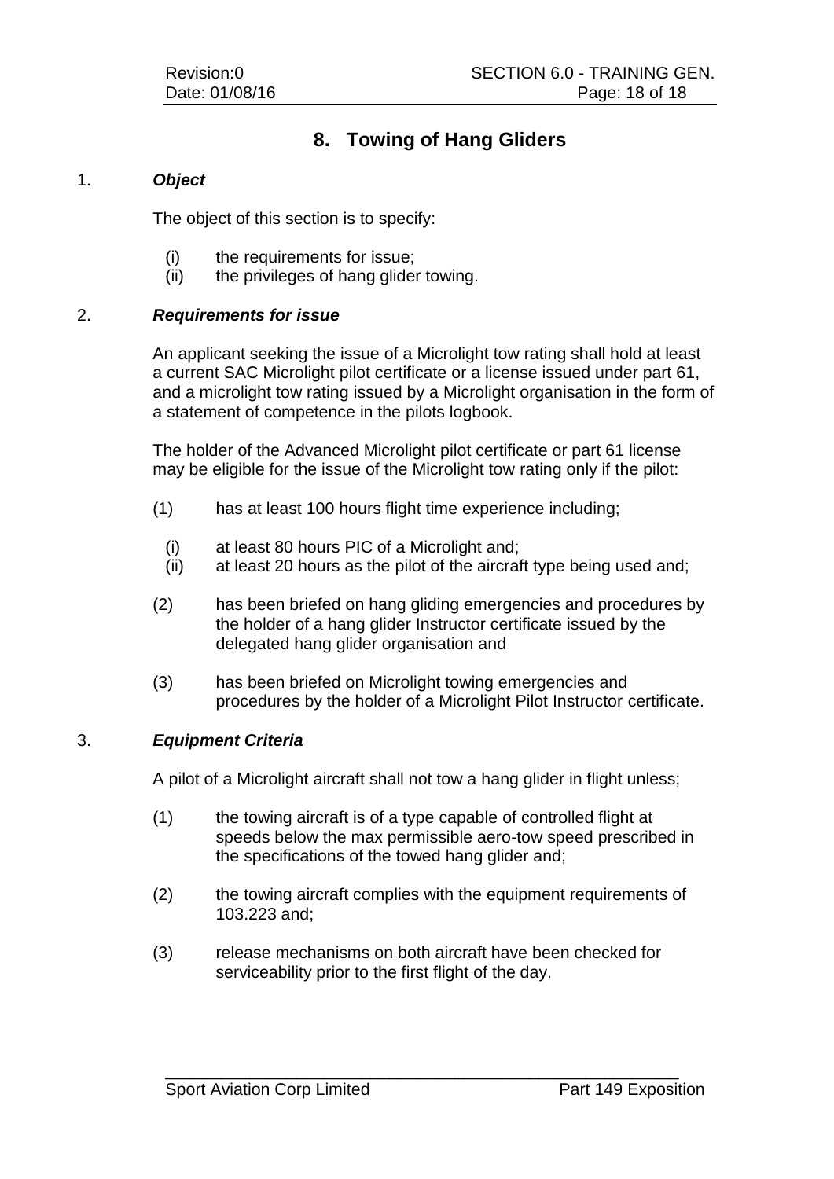# 8. Towing of Hang Gliders

1. ***Object***

The object of this section is to specify:

(i) the requirements for issue;
(ii) the privileges of hang glider towing.

2. ***Requirements for issue***

An applicant seeking the issue of a Microlight tow rating shall hold at least a current SAC Microlight pilot certificate or a license issued under part 61, and a microlight tow rating issued by a Microlight organisation in the form of a statement of competence in the pilots logbook.

The holder of the Advanced Microlight pilot certificate or part 61 license may be eligible for the issue of the Microlight tow rating only if the pilot:

(1) has at least 100 hours flight time experience including;

  (i) at least 80 hours PIC of a Microlight and;
  (ii) at least 20 hours as the pilot of the aircraft type being used and;

(2) has been briefed on hang gliding emergencies and procedures by the holder of a hang glider Instructor certificate issued by the delegated hang glider organisation and

(3) has been briefed on Microlight towing emergencies and procedures by the holder of a Microlight Pilot Instructor certificate.

3. ***Equipment Criteria***

A pilot of a Microlight aircraft shall not tow a hang glider in flight unless;

(1) the towing aircraft is of a type capable of controlled flight at speeds below the max permissible aero-tow speed prescribed in the specifications of the towed hang glider and;

(2) the towing aircraft complies with the equipment requirements of 103.223 and;

(3) release mechanisms on both aircraft have been checked for serviceability prior to the first flight of the day.